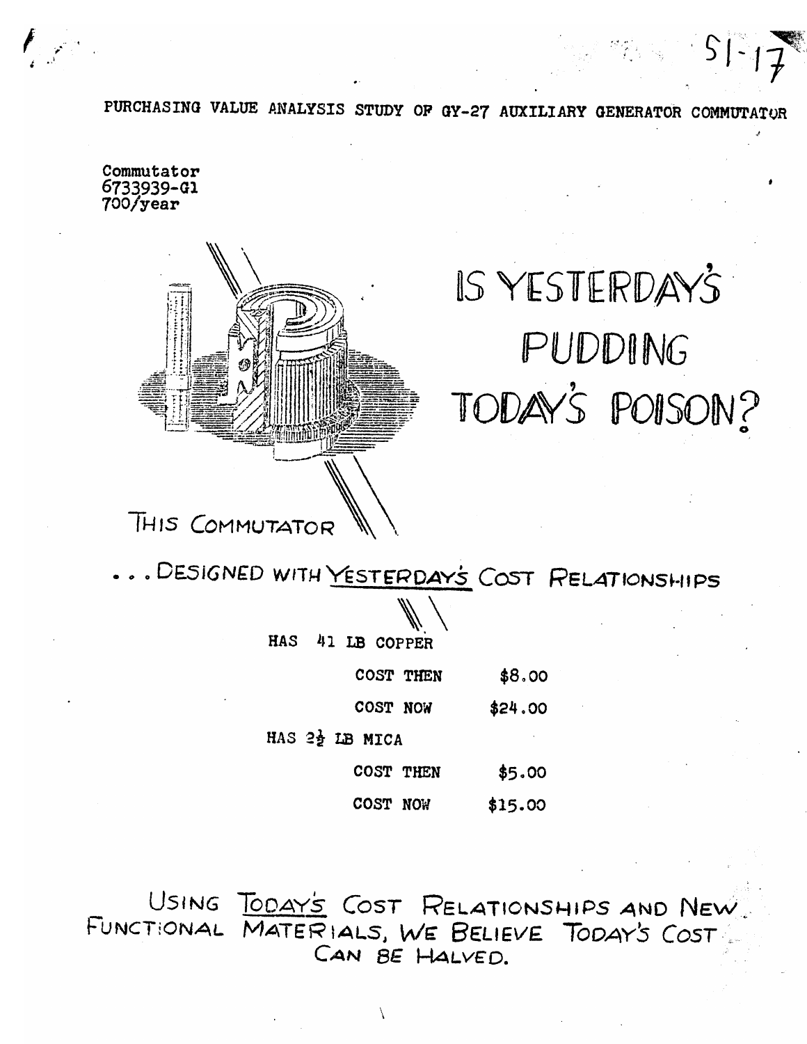51-17

# PURCHASING VALUE ANALYSIS STUDY OF GY-27 AUXILIARY GENERATOR COMMUTATOR

Commutator
6733939-G1
700/year

## IS YESTERDAY'S PUDDING TODAY'S POISON?

THIS COMMUTATOR

. . . DESIGNED WITH <u>YESTERDAY'S</u> COST RELATIONSHIPS

HAS 41 LB COPPER

| | |
|---|---|
| COST THEN | $8.00 |
| COST NOW | $24.00 |

HAS $2\frac{1}{2}$ LB MICA

| | |
|---|---|
| COST THEN | $5.00 |
| COST NOW | $15.00 |

USING <u>TODAY'S</u> COST RELATIONSHIPS AND NEW FUNCTIONAL MATERIALS, WE BELIEVE TODAY'S COST CAN BE HALVED.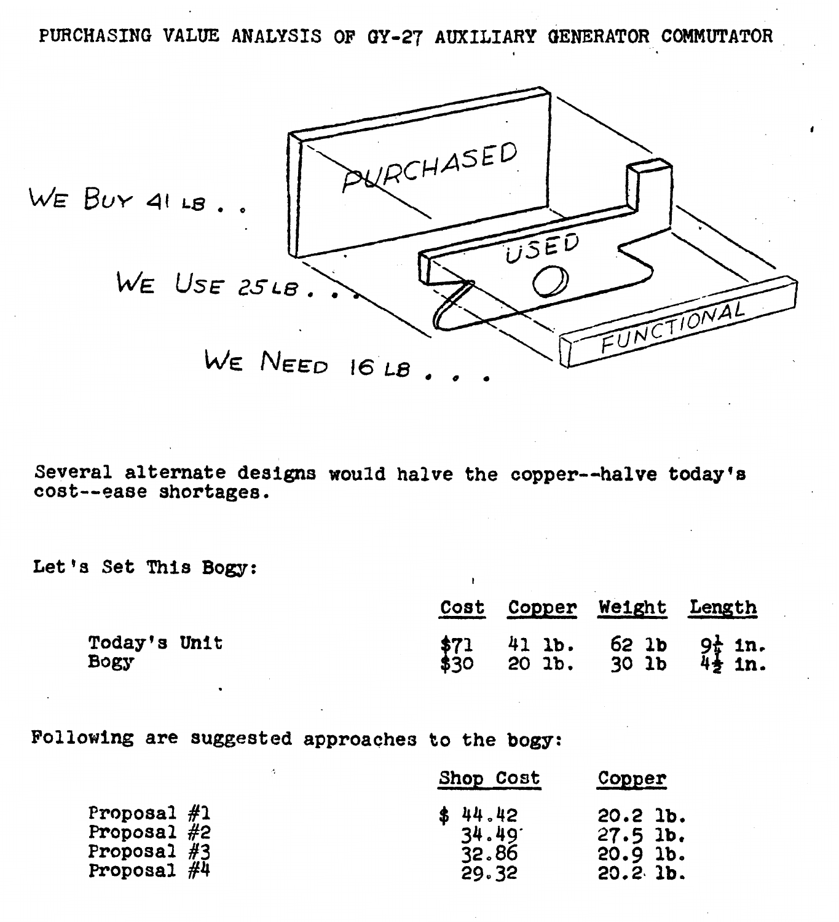# PURCHASING VALUE ANALYSIS OF GY-27 AUXILIARY GENERATOR COMMUTATOR

WE BUY 41 LB . .

WE USE 25 LB . . .

WE NEED 16 LB . . .

PURCHASED

USED

FUNCTIONAL

Several alternate designs would halve the copper--halve today's cost--ease shortages.

Let's Set This Bogy:

| | Cost | Copper | Weight | Length |
|---|---|---|---|---|
| Today's Unit | $71 | 41 lb. | 62 lb | 9¼ in. |
| Bogy | $30 | 20 lb. | 30 lb | 4½ in. |

Following are suggested approaches to the bogy:

| | Shop Cost | Copper |
|---|---|---|
| Proposal #1 | $ 44.42 | 20.2 lb. |
| Proposal #2 | 34.49 | 27.5 lb. |
| Proposal #3 | 32.86 | 20.9 lb. |
| Proposal #4 | 29.32 | 20.2 lb. |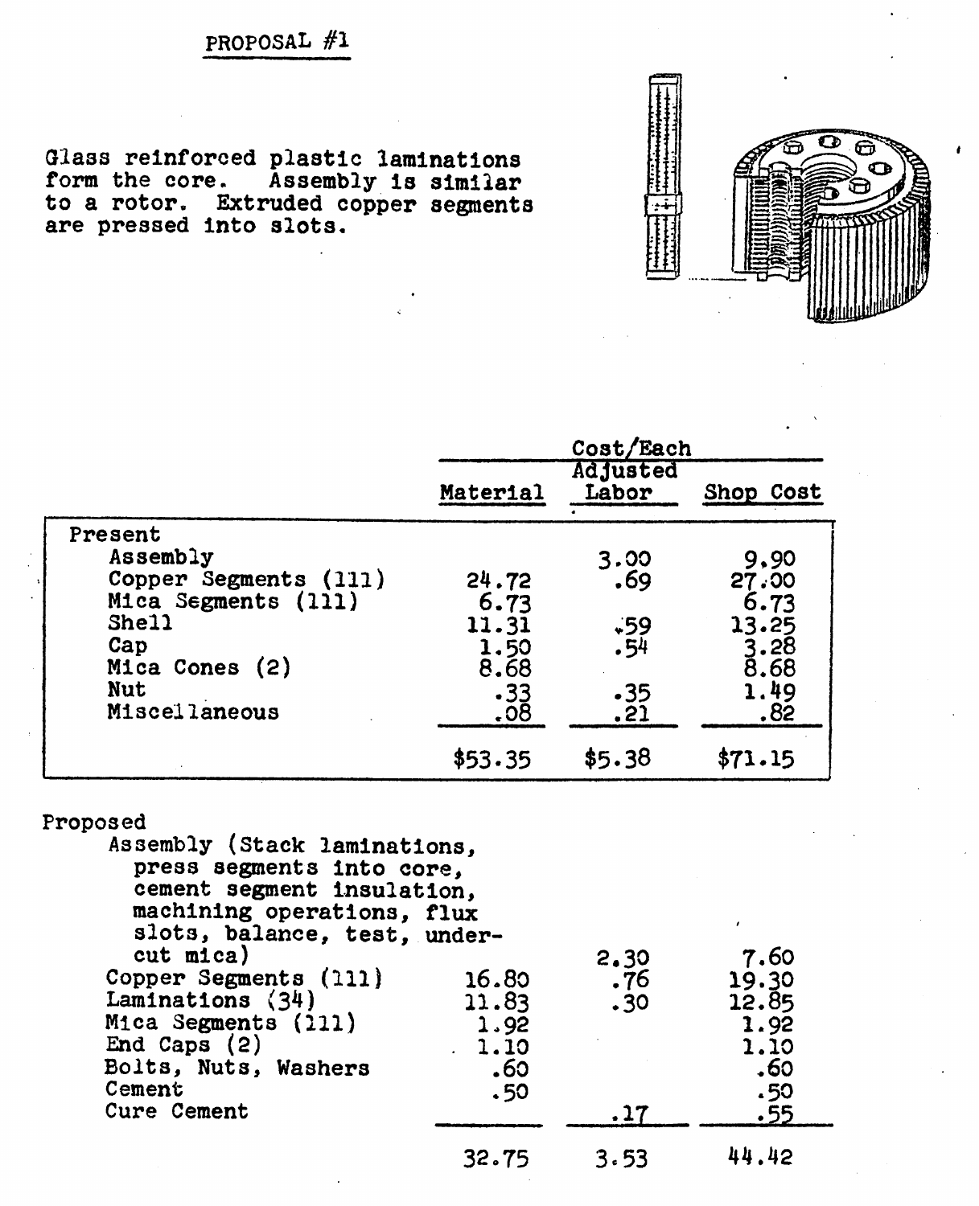## PROPOSAL #1

Glass reinforced plastic laminations form the core. Assembly is similar to a rotor. Extruded copper segments are pressed into slots.

| | Cost/Each | | |
|---|---|---|---|
| | Material | Adjusted Labor | Shop Cost |
| **Present** | | | |
| Assembly | | 3.00 | 9.90 |
| Copper Segments (111) | 24.72 | .69 | 27.00 |
| Mica Segments (111) | 6.73 | | 6.73 |
| Shell | 11.31 | .59 | 13.25 |
| Cap | 1.50 | .54 | 3.28 |
| Mica Cones (2) | 8.68 | | 8.68 |
| Nut | .33 | .35 | 1.49 |
| Miscellaneous | .08 | .21 | .82 |
| | $53.35 | $5.38 | $71.15 |
| **Proposed** | | | |
| Assembly (Stack laminations, press segments into core, cement segment insulation, machining operations, flux slots, balance, test, undercut mica) | | 2.30 | 7.60 |
| Copper Segments (111) | 16.80 | .76 | 19.30 |
| Laminations (34) | 11.83 | .30 | 12.85 |
| Mica Segments (111) | 1.92 | | 1.92 |
| End Caps (2) | 1.10 | | 1.10 |
| Bolts, Nuts, Washers | .60 | | .60 |
| Cement | .50 | | .50 |
| Cure Cement | | .17 | .55 |
| | 32.75 | 3.53 | 44.42 |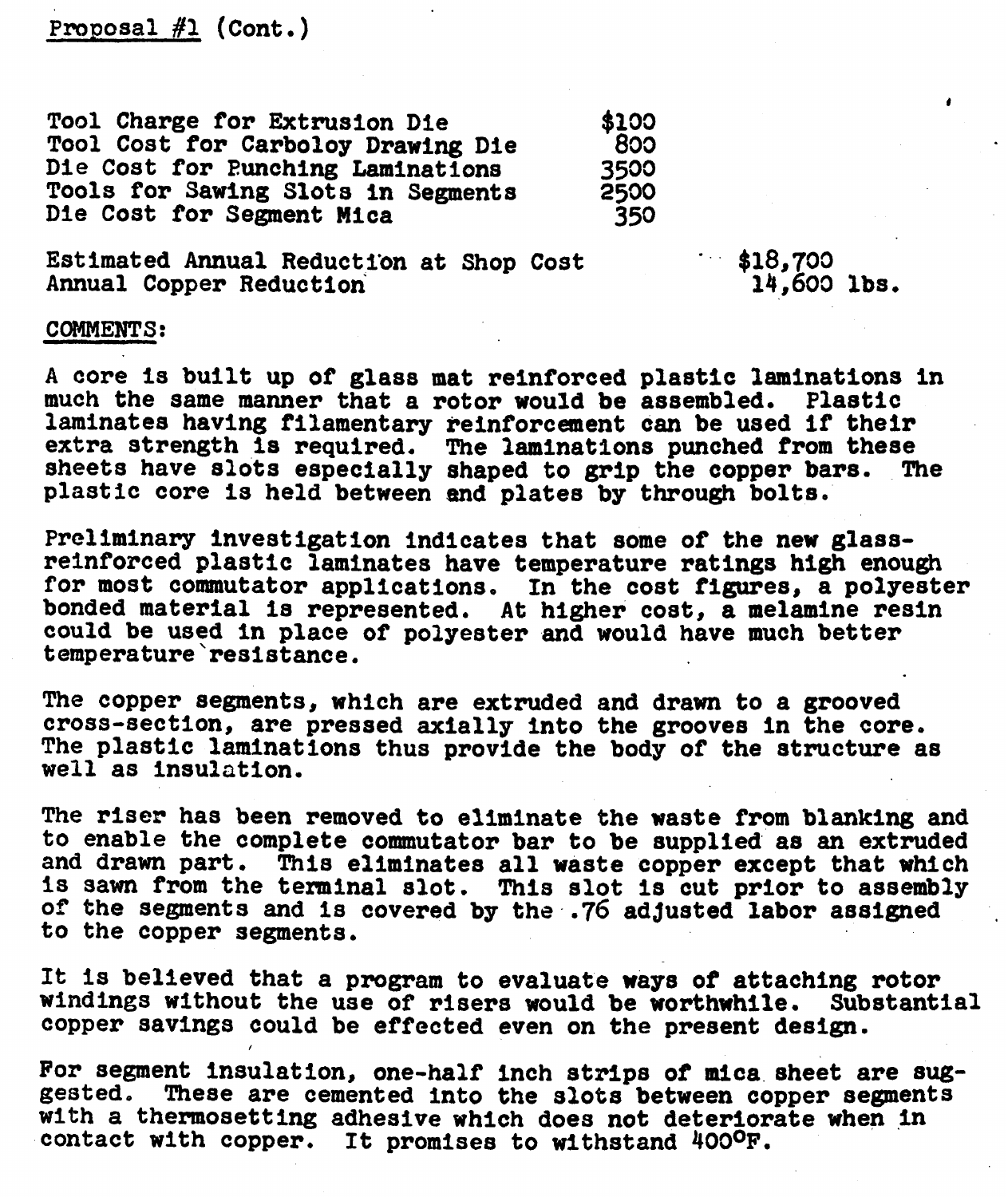Proposal #1 (Cont.)

| | |
|---|---|
| Tool Charge for Extrusion Die | $100 |
| Tool Cost for Carboloy Drawing Die | 800 |
| Die Cost for Punching Laminations | 3500 |
| Tools for Sawing Slots in Segments | 2500 |
| Die Cost for Segment Mica | 350 |

| | |
|---|---|
| Estimated Annual Reduction at Shop Cost | $18,700 |
| Annual Copper Reduction | 14,600 lbs. |

COMMENTS:

A core is built up of glass mat reinforced plastic laminations in much the same manner that a rotor would be assembled. Plastic laminates having filamentary reinforcement can be used if their extra strength is required. The laminations punched from these sheets have slots especially shaped to grip the copper bars. The plastic core is held between end plates by through bolts.

Preliminary investigation indicates that some of the new glass-reinforced plastic laminates have temperature ratings high enough for most commutator applications. In the cost figures, a polyester bonded material is represented. At higher cost, a melamine resin could be used in place of polyester and would have much better temperature resistance.

The copper segments, which are extruded and drawn to a grooved cross-section, are pressed axially into the grooves in the core. The plastic laminations thus provide the body of the structure as well as insulation.

The riser has been removed to eliminate the waste from blanking and to enable the complete commutator bar to be supplied as an extruded and drawn part. This eliminates all waste copper except that which is sawn from the terminal slot. This slot is cut prior to assembly of the segments and is covered by the .76 adjusted labor assigned to the copper segments.

It is believed that a program to evaluate ways of attaching rotor windings without the use of risers would be worthwhile. Substantial copper savings could be effected even on the present design.

For segment insulation, one-half inch strips of mica sheet are suggested. These are cemented into the slots between copper segments with a thermosetting adhesive which does not deteriorate when in contact with copper. It promises to withstand 400°F.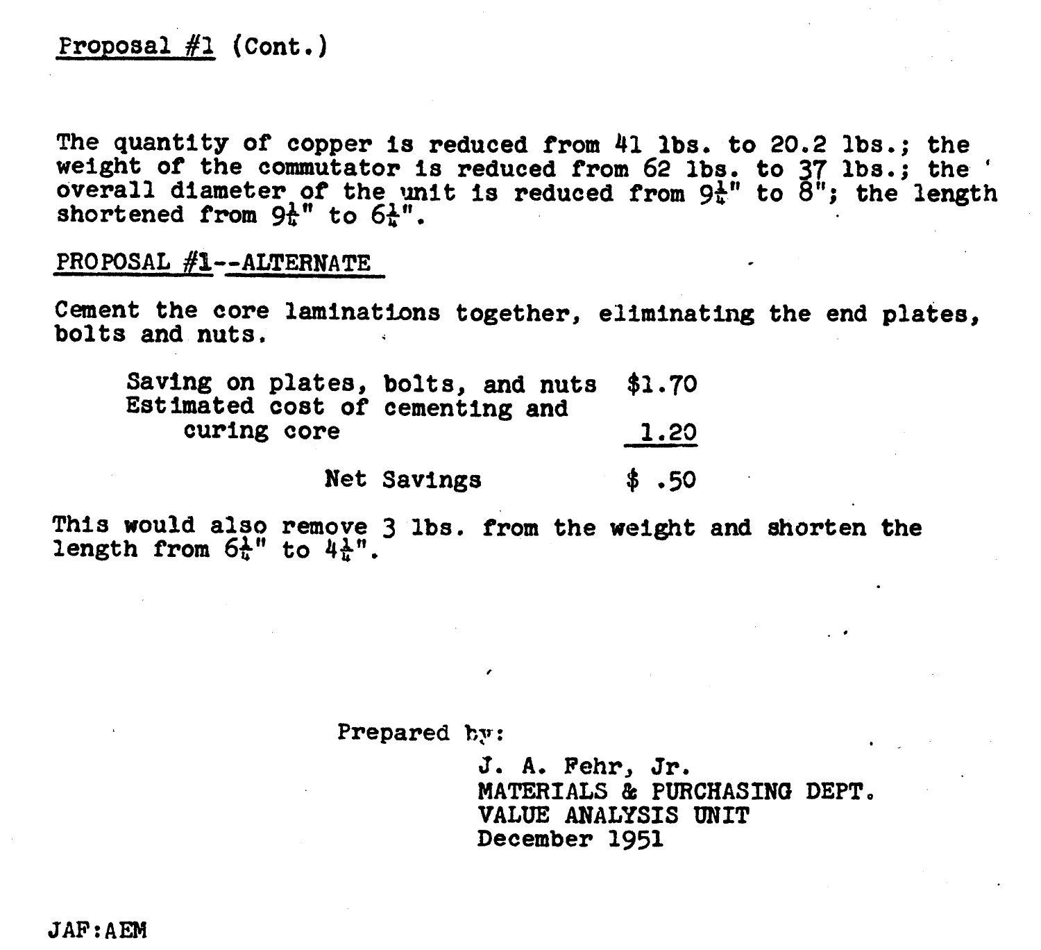Proposal #1 (Cont.)

The quantity of copper is reduced from 41 lbs. to 20.2 lbs.; the weight of the commutator is reduced from 62 lbs. to 37 lbs.; the overall diameter of the unit is reduced from 9¼" to 8"; the length shortened from 9¼" to 6¼".

PROPOSAL #1--ALTERNATE

Cement the core laminations together, eliminating the end plates, bolts and nuts.

| | |
|---|---|
| Saving on plates, bolts, and nuts | $1.70 |
| Estimated cost of cementing and curing core | 1.20 |
| Net Savings | $ .50 |

This would also remove 3 lbs. from the weight and shorten the length from 6¼" to 4¼".

Prepared by:

J. A. Fehr, Jr.
MATERIALS & PURCHASING DEPT.
VALUE ANALYSIS UNIT
December 1951

JAF:AEM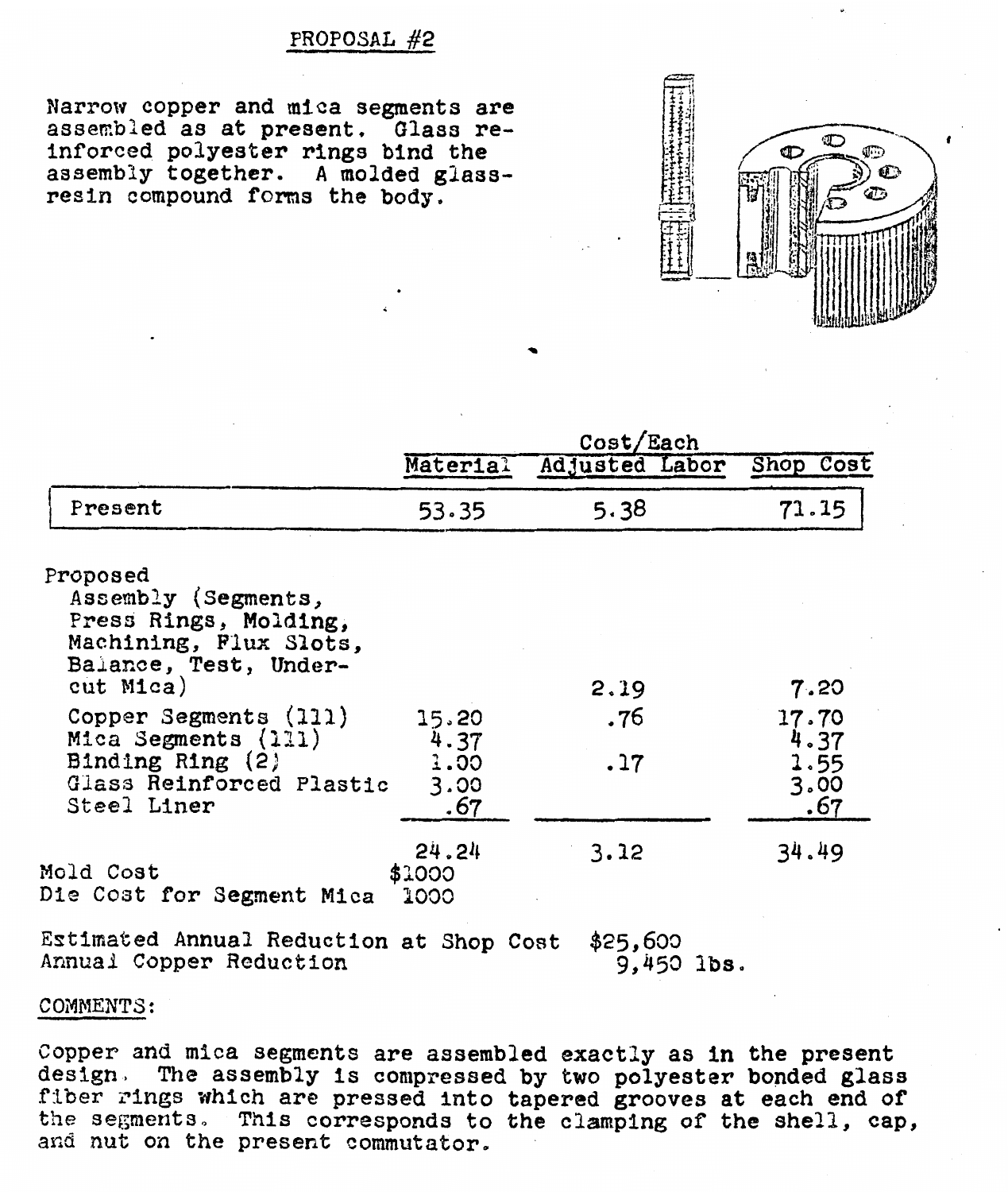## PROPOSAL #2

Narrow copper and mica segments are assembled as at present. Glass reinforced polyester rings bind the assembly together. A molded glass-resin compound forms the body.

| | Cost/Each | | |
|---|---|---|---|
| | Material | Adjusted Labor | Shop Cost |
| Present | 53.35 | 5.38 | 71.15 |
| Proposed | | | |
| Assembly (Segments, Press Rings, Molding, Machining, Flux Slots, Balance, Test, Undercut Mica) | | 2.19 | 7.20 |
| Copper Segments (111) | 15.20 | .76 | 17.70 |
| Mica Segments (111) | 4.37 | | 4.37 |
| Binding Ring (2) | 1.00 | .17 | 1.55 |
| Glass Reinforced Plastic | 3.00 | | 3.00 |
| Steel Liner | .67 | | .67 |
| | 24.24 | 3.12 | 34.49 |

Mold Cost $1000
Die Cost for Segment Mica 1000

Estimated Annual Reduction at Shop Cost $25,600
Annual Copper Reduction 9,450 lbs.

COMMENTS:

Copper and mica segments are assembled exactly as in the present design. The assembly is compressed by two polyester bonded glass fiber rings which are pressed into tapered grooves at each end of the segments. This corresponds to the clamping of the shell, cap, and nut on the present commutator.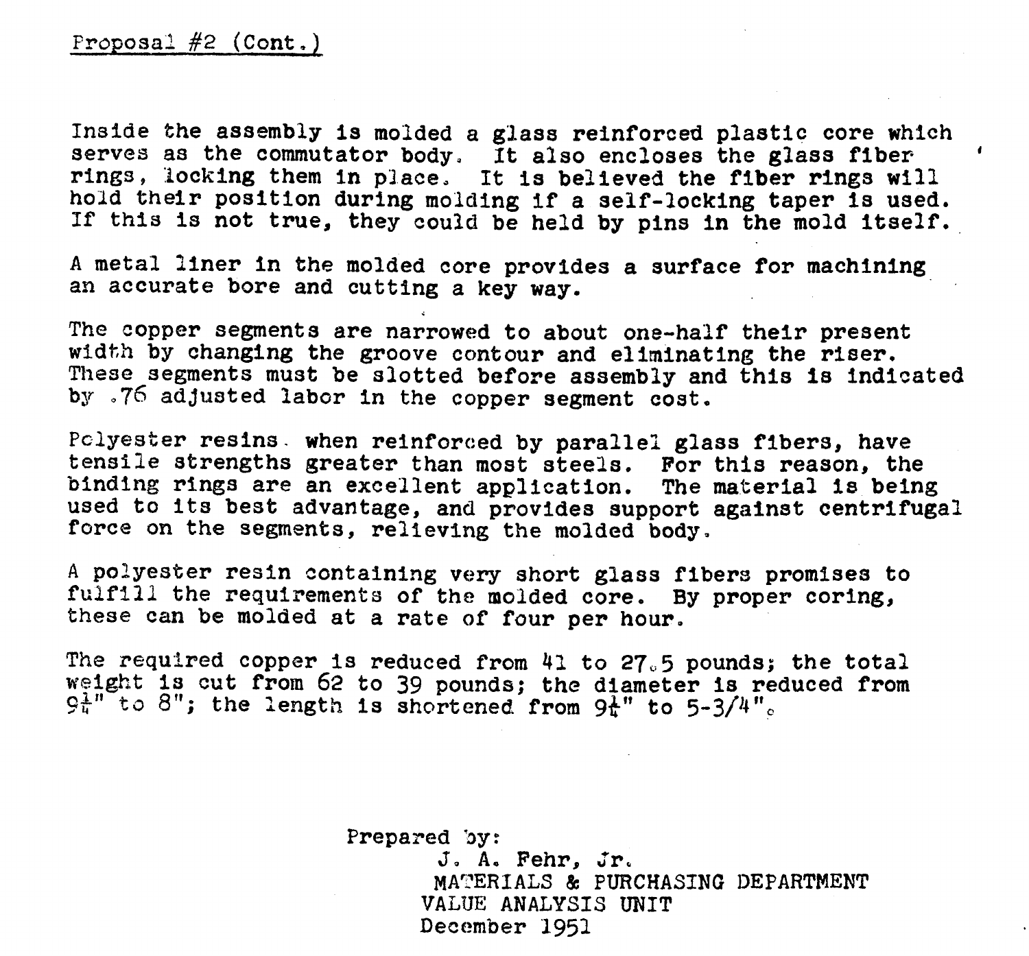Proposal #2 (Cont.)

Inside the assembly is molded a glass reinforced plastic core which serves as the commutator body. It also encloses the glass fiber rings, locking them in place. It is believed the fiber rings will hold their position during molding if a self-locking taper is used. If this is not true, they could be held by pins in the mold itself.

A metal liner in the molded core provides a surface for machining an accurate bore and cutting a key way.

The copper segments are narrowed to about one-half their present width by changing the groove contour and eliminating the riser. These segments must be slotted before assembly and this is indicated by .76 adjusted labor in the copper segment cost.

Polyester resins when reinforced by parallel glass fibers, have tensile strengths greater than most steels. For this reason, the binding rings are an excellent application. The material is being used to its best advantage, and provides support against centrifugal force on the segments, relieving the molded body.

A polyester resin containing very short glass fibers promises to fulfill the requirements of the molded core. By proper coring, these can be molded at a rate of four per hour.

The required copper is reduced from 41 to 27.5 pounds; the total weight is cut from 62 to 39 pounds; the diameter is reduced from 9¼" to 8"; the length is shortened from 9¼" to 5-3/4".

Prepared by:
J. A. Fehr, Jr.
MATERIALS & PURCHASING DEPARTMENT
VALUE ANALYSIS UNIT
December 1951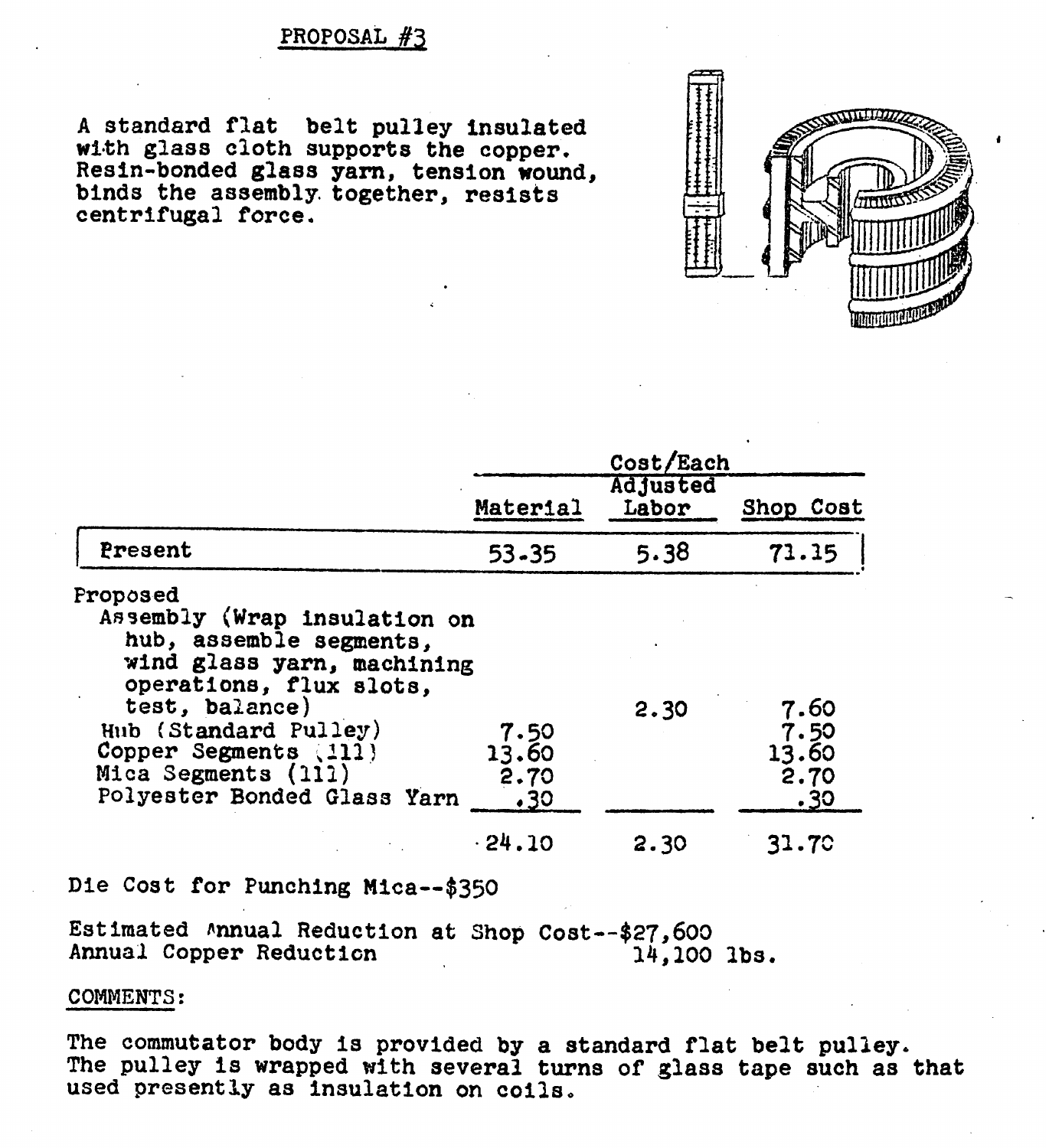## PROPOSAL #3

A standard flat belt pulley insulated with glass cloth supports the copper. Resin-bonded glass yarn, tension wound, binds the assembly together, resists centrifugal force.

| | Cost/Each | | |
|---|---|---|---|
| | Material | Adjusted Labor | Shop Cost |
| Present | 53.35 | 5.38 | 71.15 |
| Proposed | | | |
| Assembly (Wrap insulation on hub, assemble segments, wind glass yarn, machining operations, flux slots, test, balance) | | 2.30 | 7.60 |
| Hub (Standard Pulley) | 7.50 | | 7.50 |
| Copper Segments (111) | 13.60 | | 13.60 |
| Mica Segments (111) | 2.70 | | 2.70 |
| Polyester Bonded Glass Yarn | .30 | | .30 |
| | 24.10 | 2.30 | 31.70 |

Die Cost for Punching Mica--$350

Estimated Annual Reduction at Shop Cost--$27,600
Annual Copper Reduction 14,100 lbs.

COMMENTS:

The commutator body is provided by a standard flat belt pulley. The pulley is wrapped with several turns of glass tape such as that used presently as insulation on coils.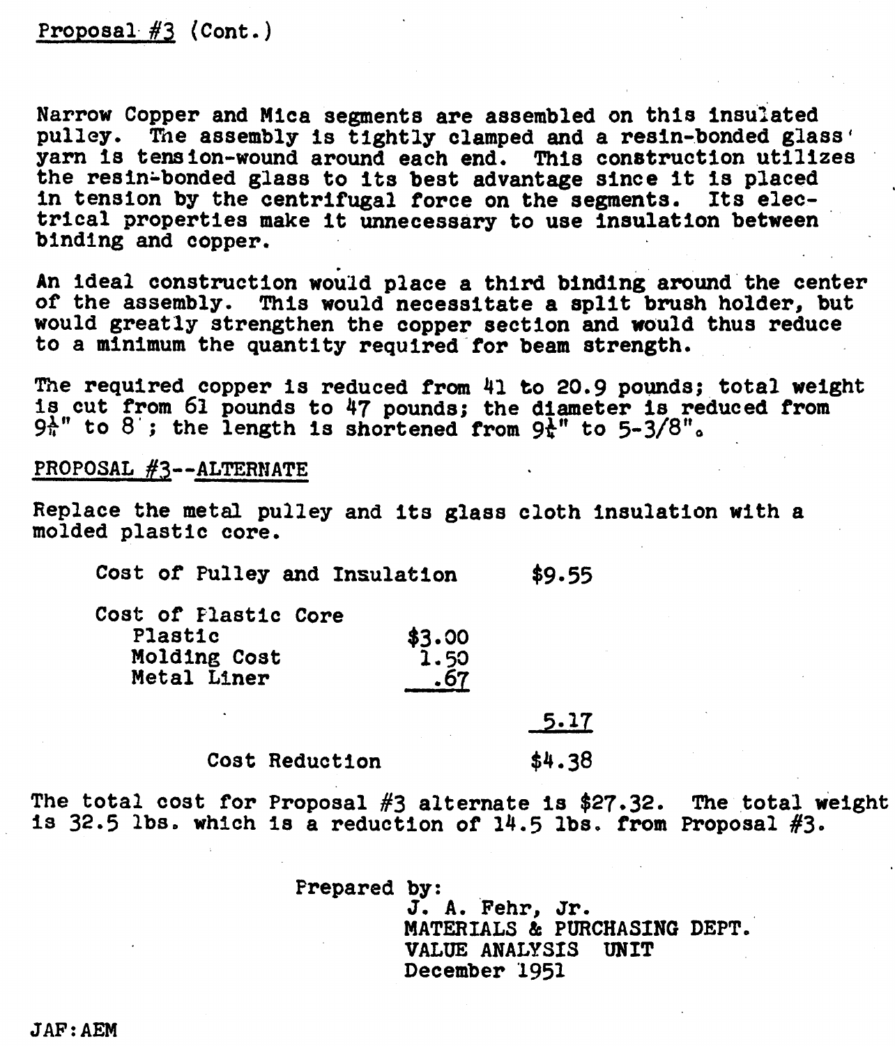Proposal #3 (Cont.)

Narrow Copper and Mica segments are assembled on this insulated pulley. The assembly is tightly clamped and a resin-bonded glass yarn is tension-wound around each end. This construction utilizes the resin-bonded glass to its best advantage since it is placed in tension by the centrifugal force on the segments. Its electrical properties make it unnecessary to use insulation between binding and copper.

An ideal construction would place a third binding around the center of the assembly. This would necessitate a split brush holder, but would greatly strengthen the copper section and would thus reduce to a minimum the quantity required for beam strength.

The required copper is reduced from 41 to 20.9 pounds; total weight is cut from 61 pounds to 47 pounds; the diameter is reduced from 9¼" to 8"; the length is shortened from 9¼" to 5-3/8".

PROPOSAL #3--ALTERNATE

Replace the metal pulley and its glass cloth insulation with a molded plastic core.

| | | |
|---|---|---|
| Cost of Pulley and Insulation | | $9.55 |
| Cost of Plastic Core | | |
| Plastic | $3.00 | |
| Molding Cost | 1.50 | |
| Metal Liner | .67 | |
| | | 5.17 |
| Cost Reduction | | $4.38 |

The total cost for Proposal #3 alternate is $27.32. The total weight is 32.5 lbs. which is a reduction of 14.5 lbs. from Proposal #3.

Prepared by:
J. A. Fehr, Jr.
MATERIALS & PURCHASING DEPT.
VALUE ANALYSIS UNIT
December 1951

JAF:AEM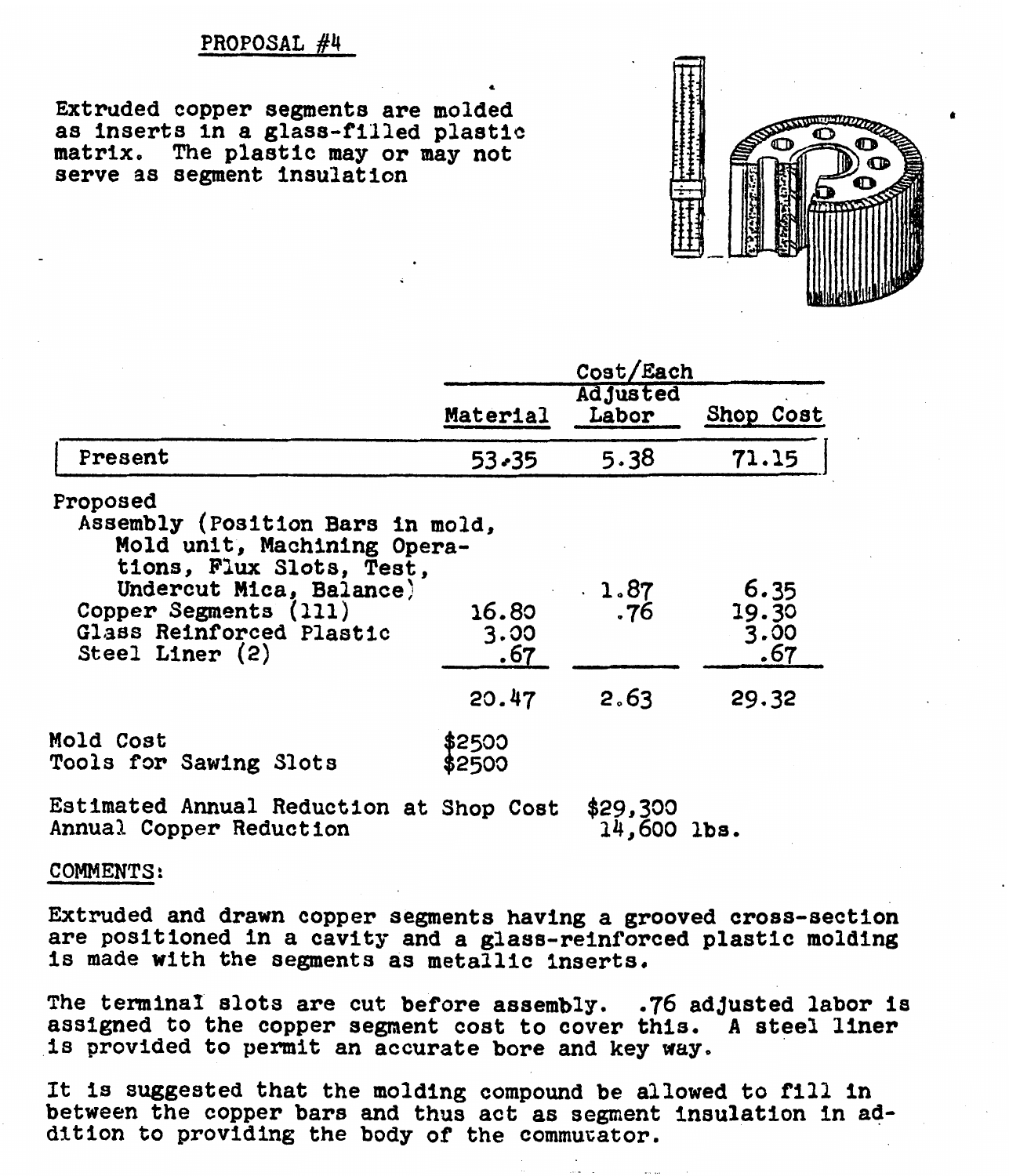## PROPOSAL #4

Extruded copper segments are molded as inserts in a glass-filled plastic matrix. The plastic may or may not serve as segment insulation

| | Cost/Each | | |
|---|---|---|---|
| | Material | Adjusted Labor | Shop Cost |
| Present | 53.35 | 5.38 | 71.15 |
| Proposed | | | |
| Assembly (Position Bars in mold, Mold unit, Machining Operations, Flux Slots, Test, Undercut Mica, Balance) | | 1.87 | 6.35 |
| Copper Segments (111) | 16.80 | .76 | 19.30 |
| Glass Reinforced Plastic | 3.00 | | 3.00 |
| Steel Liner (2) | .67 | | .67 |
| | 20.47 | 2.63 | 29.32 |

Mold Cost $2500
Tools for Sawing Slots $2500

Estimated Annual Reduction at Shop Cost $29,300
Annual Copper Reduction 14,600 lbs.

COMMENTS:

Extruded and drawn copper segments having a grooved cross-section are positioned in a cavity and a glass-reinforced plastic molding is made with the segments as metallic inserts.

The terminal slots are cut before assembly. .76 adjusted labor is assigned to the copper segment cost to cover this. A steel liner is provided to permit an accurate bore and key way.

It is suggested that the molding compound be allowed to fill in between the copper bars and thus act as segment insulation in addition to providing the body of the commutator.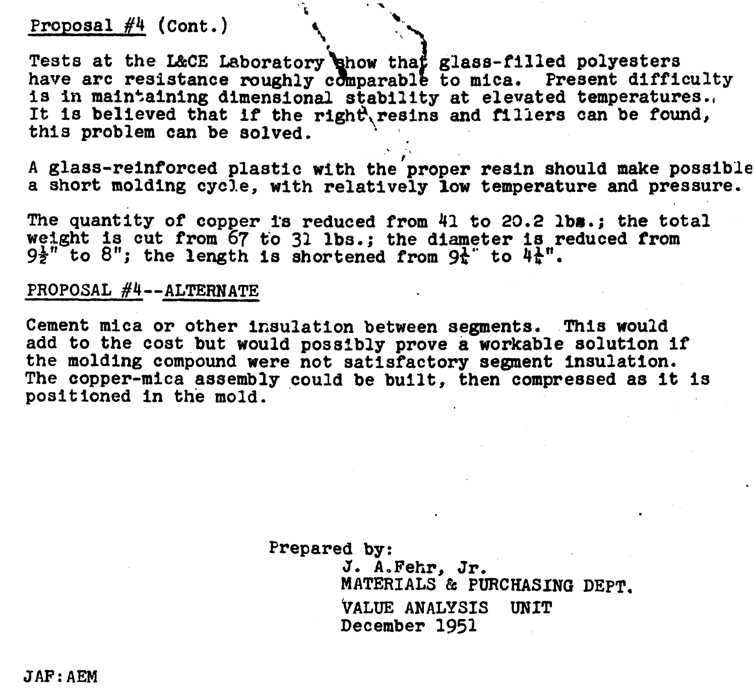Proposal #4 (Cont.)

Tests at the L&CE Laboratory show that glass-filled polyesters have arc resistance roughly comparable to mica. Present difficulty is in maintaining dimensional stability at elevated temperatures. It is believed that if the right resins and fillers can be found, this problem can be solved.

A glass-reinforced plastic with the proper resin should make possible a short molding cycle, with relatively low temperature and pressure.

The quantity of copper is reduced from 41 to 20.2 lbs.; the total weight is cut from 67 to 31 lbs.; the diameter is reduced from 9½" to 8"; the length is shortened from 9¼" to 4¼".

PROPOSAL #4--ALTERNATE

Cement mica or other insulation between segments. This would add to the cost but would possibly prove a workable solution if the molding compound were not satisfactory segment insulation. The copper-mica assembly could be built, then compressed as it is positioned in the mold.

Prepared by:
J. A. Fehr, Jr.
MATERIALS & PURCHASING DEPT.
VALUE ANALYSIS UNIT
December 1951

JAF:AEM